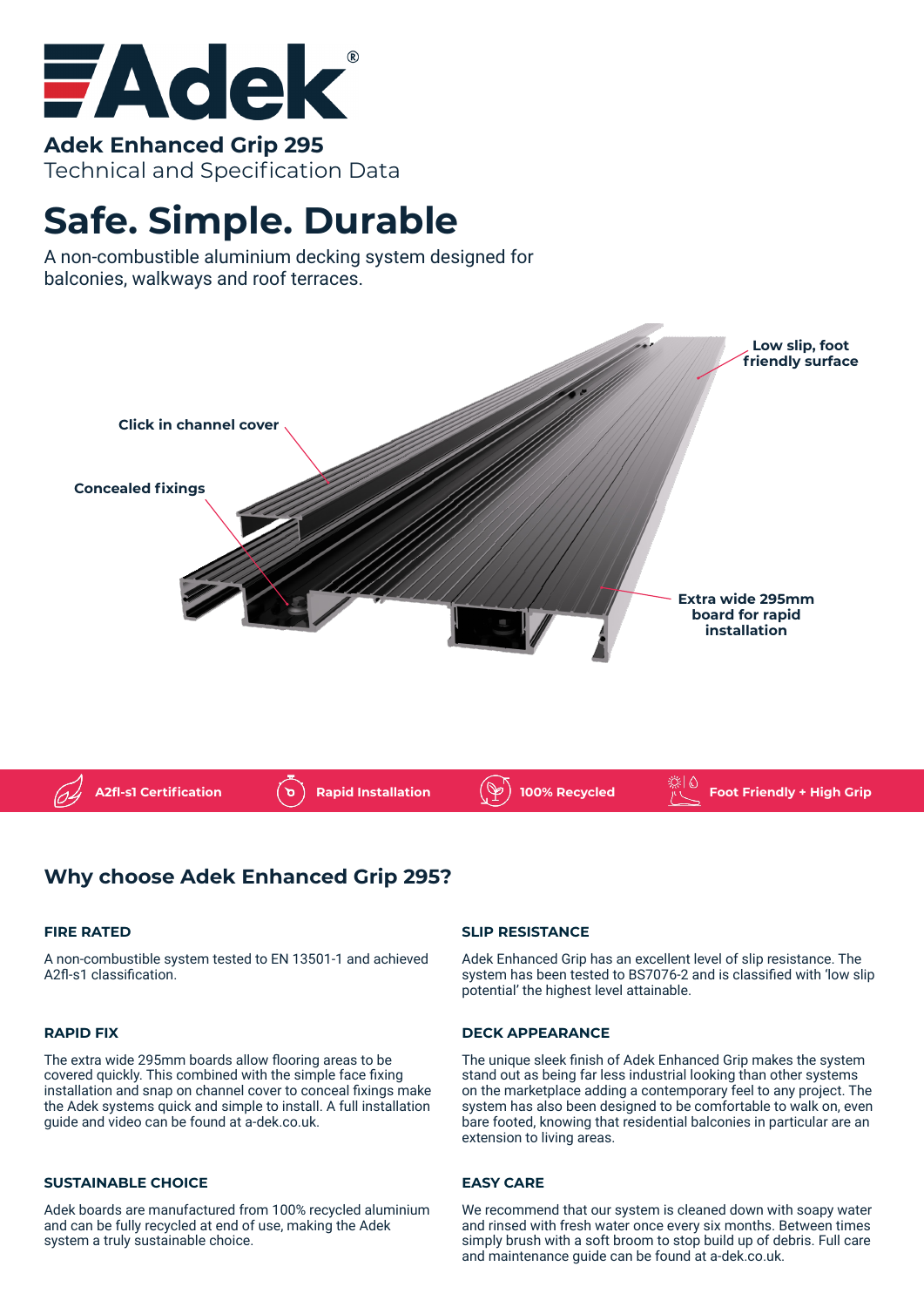# Adek

**Adek Enhanced Grip 295**

Technical and Specification Data

# Safe. Simple. Durable

A non-combustible aluminium decking system designed for balconies, walkways and roof terraces.

Low slip, foot friendly surface

Click in channel cover

Concealed fixings

Extra wide 295mm board for rapid installation

A2fl-s1 Certification | Rapid Installation | 100% Recycled | Foot Friendly + High Grip

## Why choose Adek Enhanced Grip 295?

### FIRE RATED

A non-combustible system tested to EN 13501-1 and achieved A2fl-s1 classification.

### RAPID FIX

The extra wide 295mm boards allow flooring areas to be covered quickly. This combined with the simple face fixing installation and snap on channel cover to conceal fixings make the Adek systems quick and simple to install. A full installation guide and video can be found at a-dek.co.uk.

### SUSTAINABLE CHOICE

Adek boards are manufactured from 100% recycled aluminium and can be fully recycled at end of use, making the Adek system a truly sustainable choice.

### SLIP RESISTANCE

Adek Enhanced Grip has an excellent level of slip resistance. The system has been tested to BS7076-2 and is classified with 'low slip potential' the highest level attainable.

### DECK APPEARANCE

The unique sleek finish of Adek Enhanced Grip makes the system stand out as being far less industrial looking than other systems on the marketplace adding a contemporary feel to any project. The system has also been designed to be comfortable to walk on, even bare footed, knowing that residential balconies in particular are an extension to living areas.

### EASY CARE

We recommend that our system is cleaned down with soapy water and rinsed with fresh water once every six months. Between times simply brush with a soft broom to stop build up of debris. Full care and maintenance guide can be found at a-dek.co.uk.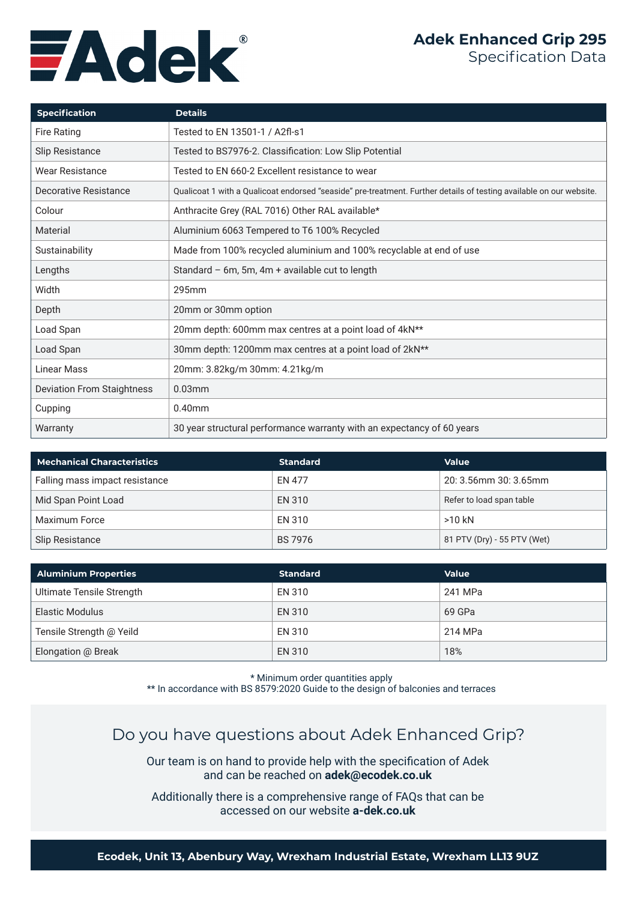# Adek Enhanced Grip 295

Specification Data

| Specification | Details |
|---|---|
| Fire Rating | Tested to EN 13501-1 / A2fl-s1 |
| Slip Resistance | Tested to BS7976-2. Classification: Low Slip Potential |
| Wear Resistance | Tested to EN 660-2 Excellent resistance to wear |
| Decorative Resistance | Qualicoat 1 with a Qualicoat endorsed "seaside" pre-treatment. Further details of testing available on our website. |
| Colour | Anthracite Grey (RAL 7016) Other RAL available* |
| Material | Aluminium 6063 Tempered to T6 100% Recycled |
| Sustainability | Made from 100% recycled aluminium and 100% recyclable at end of use |
| Lengths | Standard – 6m, 5m, 4m + available cut to length |
| Width | 295mm |
| Depth | 20mm or 30mm option |
| Load Span | 20mm depth: 600mm max centres at a point load of 4kN** |
| Load Span | 30mm depth: 1200mm max centres at a point load of 2kN** |
| Linear Mass | 20mm: 3.82kg/m 30mm: 4.21kg/m |
| Deviation From Staightness | 0.03mm |
| Cupping | 0.40mm |
| Warranty | 30 year structural performance warranty with an expectancy of 60 years |

| Mechanical Characteristics | Standard | Value |
|---|---|---|
| Falling mass impact resistance | EN 477 | 20: 3.56mm 30: 3.65mm |
| Mid Span Point Load | EN 310 | Refer to load span table |
| Maximum Force | EN 310 | >10 kN |
| Slip Resistance | BS 7976 | 81 PTV (Dry) - 55 PTV (Wet) |

| Aluminium Properties | Standard | Value |
|---|---|---|
| Ultimate Tensile Strength | EN 310 | 241 MPa |
| Elastic Modulus | EN 310 | 69 GPa |
| Tensile Strength @ Yeild | EN 310 | 214 MPa |
| Elongation @ Break | EN 310 | 18% |

\* Minimum order quantities apply

** In accordance with BS 8579:2020 Guide to the design of balconies and terraces

## Do you have questions about Adek Enhanced Grip?

Our team is on hand to provide help with the specification of Adek and can be reached on **adek@ecodek.co.uk**

Additionally there is a comprehensive range of FAQs that can be accessed on our website **a-dek.co.uk**

**Ecodek, Unit 13, Abenbury Way, Wrexham Industrial Estate, Wrexham LL13 9UZ**